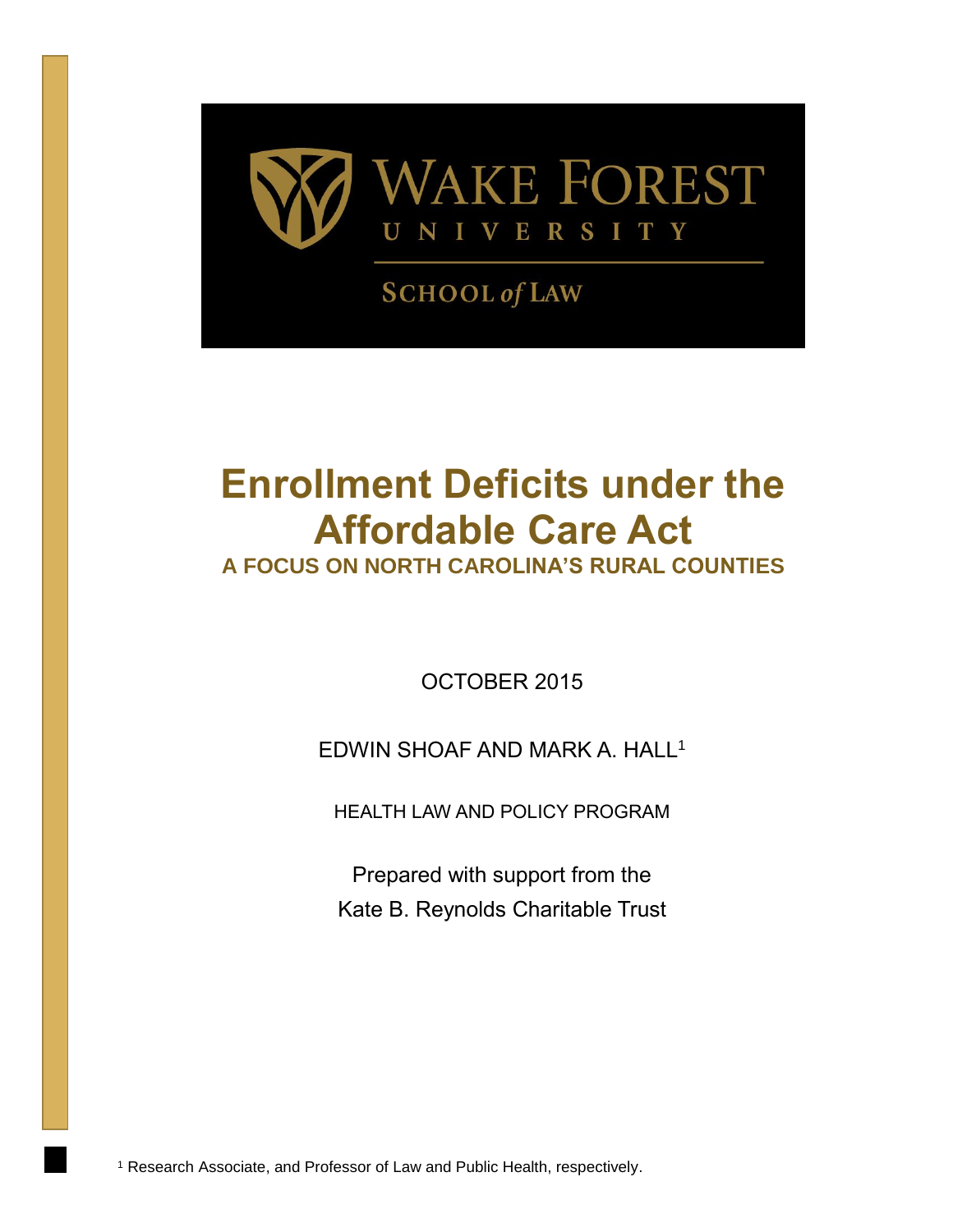WAKE FOREST UNIVERSITY

SCHOOL *of* LAW

# Enrollment Deficits under the Affordable Care Act

## A FOCUS ON NORTH CAROLINA'S RURAL COUNTIES

OCTOBER 2015

EDWIN SHOAF AND MARK A. HALL[1]

HEALTH LAW AND POLICY PROGRAM

Prepared with support from the
Kate B. Reynolds Charitable Trust

[1] Research Associate, and Professor of Law and Public Health, respectively.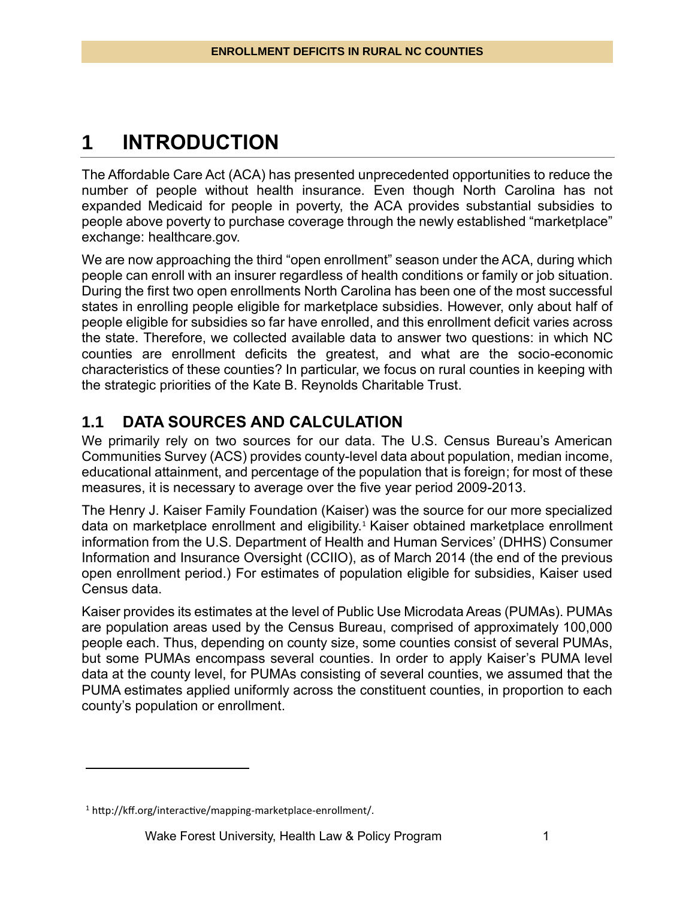# 1 INTRODUCTION

The Affordable Care Act (ACA) has presented unprecedented opportunities to reduce the number of people without health insurance. Even though North Carolina has not expanded Medicaid for people in poverty, the ACA provides substantial subsidies to people above poverty to purchase coverage through the newly established "marketplace" exchange: healthcare.gov.

We are now approaching the third "open enrollment" season under the ACA, during which people can enroll with an insurer regardless of health conditions or family or job situation. During the first two open enrollments North Carolina has been one of the most successful states in enrolling people eligible for marketplace subsidies. However, only about half of people eligible for subsidies so far have enrolled, and this enrollment deficit varies across the state. Therefore, we collected available data to answer two questions: in which NC counties are enrollment deficits the greatest, and what are the socio-economic characteristics of these counties? In particular, we focus on rural counties in keeping with the strategic priorities of the Kate B. Reynolds Charitable Trust.

## 1.1 DATA SOURCES AND CALCULATION

We primarily rely on two sources for our data. The U.S. Census Bureau's American Communities Survey (ACS) provides county-level data about population, median income, educational attainment, and percentage of the population that is foreign; for most of these measures, it is necessary to average over the five year period 2009-2013.

The Henry J. Kaiser Family Foundation (Kaiser) was the source for our more specialized data on marketplace enrollment and eligibility.[1] Kaiser obtained marketplace enrollment information from the U.S. Department of Health and Human Services' (DHHS) Consumer Information and Insurance Oversight (CCIIO), as of March 2014 (the end of the previous open enrollment period.) For estimates of population eligible for subsidies, Kaiser used Census data.

Kaiser provides its estimates at the level of Public Use Microdata Areas (PUMAs). PUMAs are population areas used by the Census Bureau, comprised of approximately 100,000 people each. Thus, depending on county size, some counties consist of several PUMAs, but some PUMAs encompass several counties. In order to apply Kaiser's PUMA level data at the county level, for PUMAs consisting of several counties, we assumed that the PUMA estimates applied uniformly across the constituent counties, in proportion to each county's population or enrollment.

---

[1] http://kff.org/interactive/mapping-marketplace-enrollment/.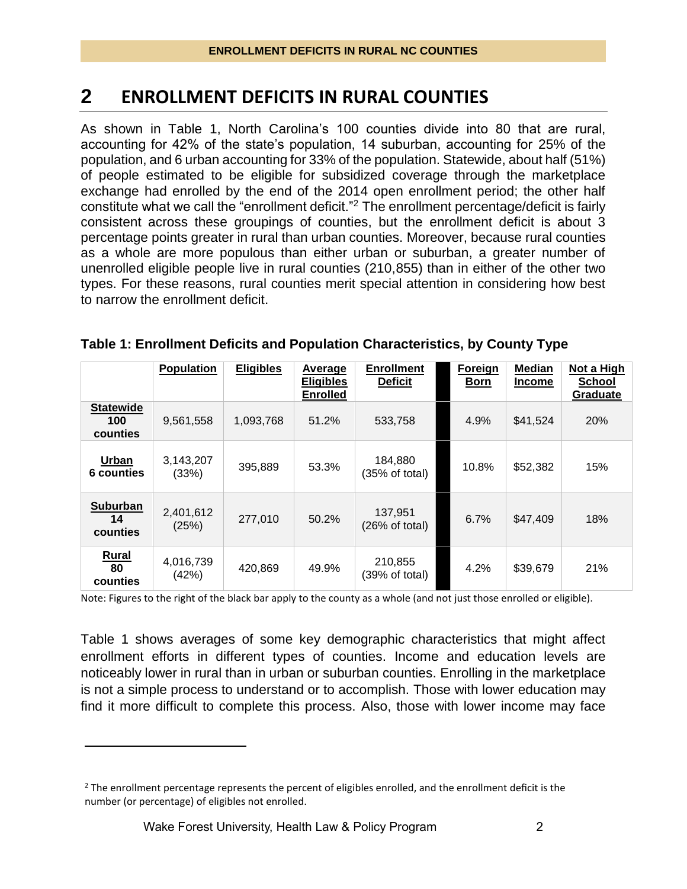## 2 ENROLLMENT DEFICITS IN RURAL COUNTIES

As shown in Table 1, North Carolina's 100 counties divide into 80 that are rural, accounting for 42% of the state's population, 14 suburban, accounting for 25% of the population, and 6 urban accounting for 33% of the population. Statewide, about half (51%) of people estimated to be eligible for subsidized coverage through the marketplace exchange had enrolled by the end of the 2014 open enrollment period; the other half constitute what we call the "enrollment deficit."[2] The enrollment percentage/deficit is fairly consistent across these groupings of counties, but the enrollment deficit is about 3 percentage points greater in rural than urban counties. Moreover, because rural counties as a whole are more populous than either urban or suburban, a greater number of unenrolled eligible people live in rural counties (210,855) than in either of the other two types. For these reasons, rural counties merit special attention in considering how best to narrow the enrollment deficit.

**Table 1: Enrollment Deficits and Population Characteristics, by County Type**

| | Population | Eligibles | Average Eligibles Enrolled | Enrollment Deficit | | Foreign Born | Median Income | Not a High School Graduate |
|---|---|---|---|---|---|---|---|---|
| **Statewide 100 counties** | 9,561,558 | 1,093,768 | 51.2% | 533,758 | | 4.9% | $41,524 | 20% |
| **Urban 6 counties** | 3,143,207 (33%) | 395,889 | 53.3% | 184,880 (35% of total) | | 10.8% | $52,382 | 15% |
| **Suburban 14 counties** | 2,401,612 (25%) | 277,010 | 50.2% | 137,951 (26% of total) | | 6.7% | $47,409 | 18% |
| **Rural 80 counties** | 4,016,739 (42%) | 420,869 | 49.9% | 210,855 (39% of total) | | 4.2% | $39,679 | 21% |

Note: Figures to the right of the black bar apply to the county as a whole (and not just those enrolled or eligible).

Table 1 shows averages of some key demographic characteristics that might affect enrollment efforts in different types of counties. Income and education levels are noticeably lower in rural than in urban or suburban counties. Enrolling in the marketplace is not a simple process to understand or to accomplish. Those with lower education may find it more difficult to complete this process. Also, those with lower income may face

[2] The enrollment percentage represents the percent of eligibles enrolled, and the enrollment deficit is the number (or percentage) of eligibles not enrolled.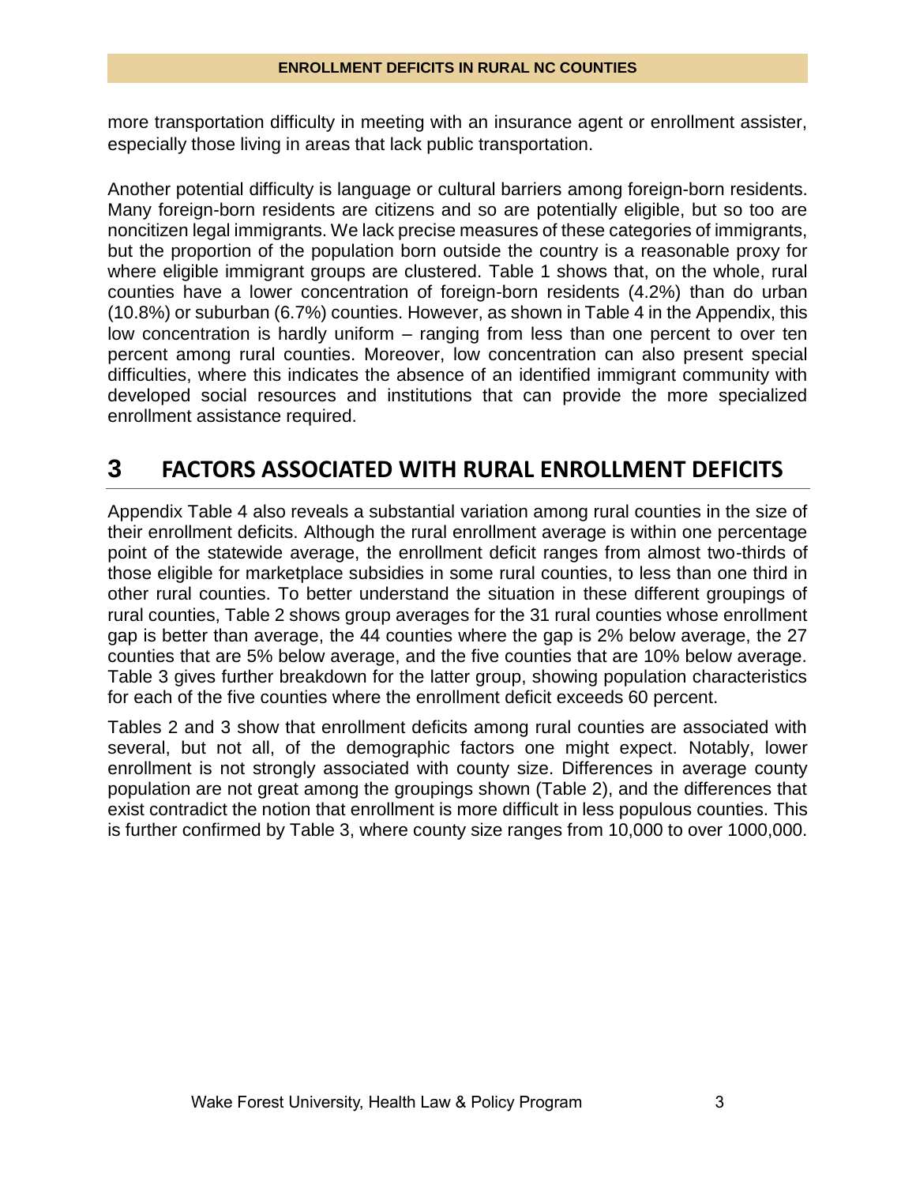more transportation difficulty in meeting with an insurance agent or enrollment assister, especially those living in areas that lack public transportation.

Another potential difficulty is language or cultural barriers among foreign-born residents. Many foreign-born residents are citizens and so are potentially eligible, but so too are noncitizen legal immigrants. We lack precise measures of these categories of immigrants, but the proportion of the population born outside the country is a reasonable proxy for where eligible immigrant groups are clustered. Table 1 shows that, on the whole, rural counties have a lower concentration of foreign-born residents (4.2%) than do urban (10.8%) or suburban (6.7%) counties. However, as shown in Table 4 in the Appendix, this low concentration is hardly uniform – ranging from less than one percent to over ten percent among rural counties. Moreover, low concentration can also present special difficulties, where this indicates the absence of an identified immigrant community with developed social resources and institutions that can provide the more specialized enrollment assistance required.

# 3 FACTORS ASSOCIATED WITH RURAL ENROLLMENT DEFICITS

Appendix Table 4 also reveals a substantial variation among rural counties in the size of their enrollment deficits. Although the rural enrollment average is within one percentage point of the statewide average, the enrollment deficit ranges from almost two-thirds of those eligible for marketplace subsidies in some rural counties, to less than one third in other rural counties. To better understand the situation in these different groupings of rural counties, Table 2 shows group averages for the 31 rural counties whose enrollment gap is better than average, the 44 counties where the gap is 2% below average, the 27 counties that are 5% below average, and the five counties that are 10% below average. Table 3 gives further breakdown for the latter group, showing population characteristics for each of the five counties where the enrollment deficit exceeds 60 percent.

Tables 2 and 3 show that enrollment deficits among rural counties are associated with several, but not all, of the demographic factors one might expect. Notably, lower enrollment is not strongly associated with county size. Differences in average county population are not great among the groupings shown (Table 2), and the differences that exist contradict the notion that enrollment is more difficult in less populous counties. This is further confirmed by Table 3, where county size ranges from 10,000 to over 1000,000.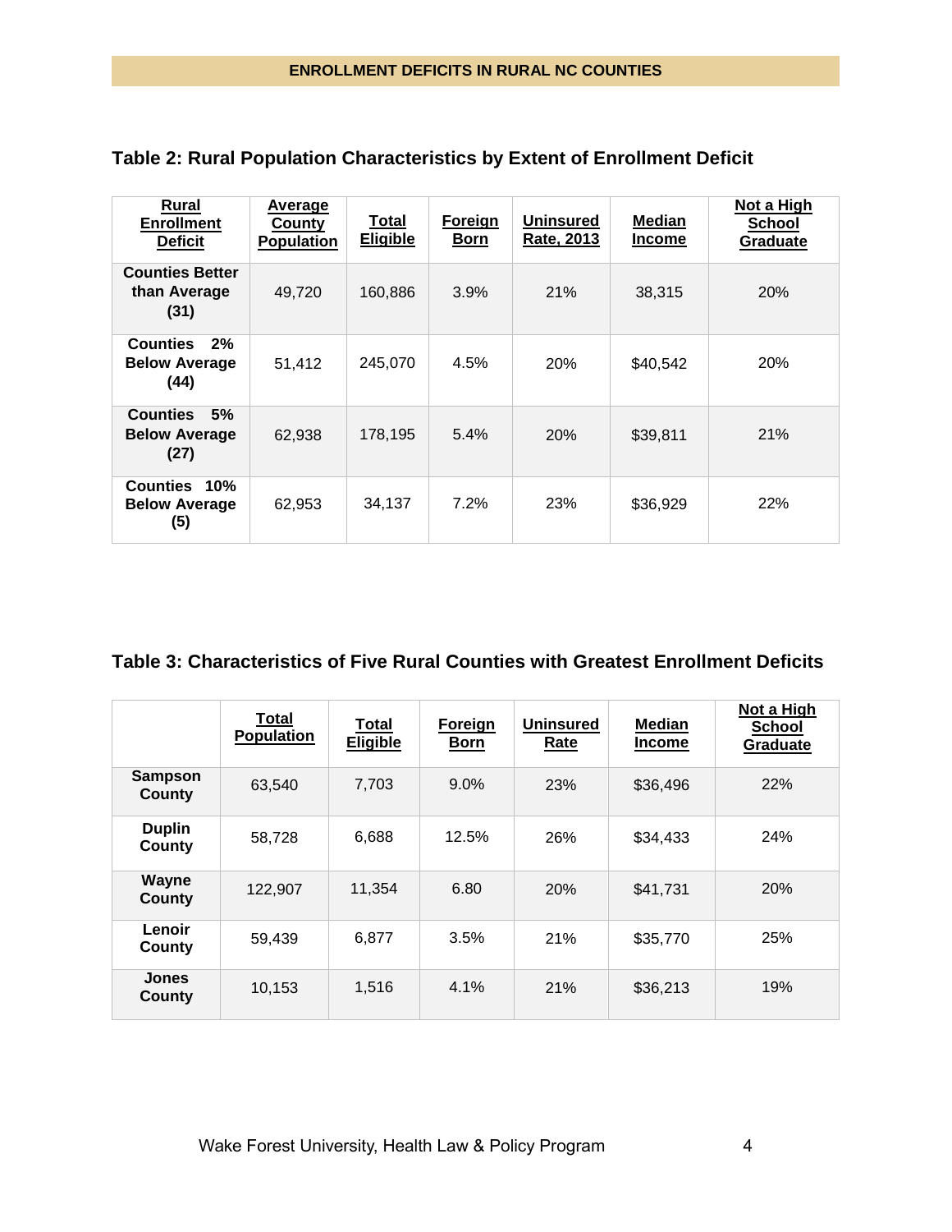## Table 2: Rural Population Characteristics by Extent of Enrollment Deficit

| Rural Enrollment Deficit | Average County Population | Total Eligible | Foreign Born | Uninsured Rate, 2013 | Median Income | Not a High School Graduate |
|---|---|---|---|---|---|---|
| **Counties Better than Average (31)** | 49,720 | 160,886 | 3.9% | 21% | 38,315 | 20% |
| **Counties 2% Below Average (44)** | 51,412 | 245,070 | 4.5% | 20% | $40,542 | 20% |
| **Counties 5% Below Average (27)** | 62,938 | 178,195 | 5.4% | 20% | $39,811 | 21% |
| **Counties 10% Below Average (5)** | 62,953 | 34,137 | 7.2% | 23% | $36,929 | 22% |

## Table 3: Characteristics of Five Rural Counties with Greatest Enrollment Deficits

| | Total Population | Total Eligible | Foreign Born | Uninsured Rate | Median Income | Not a High School Graduate |
|---|---|---|---|---|---|---|
| **Sampson County** | 63,540 | 7,703 | 9.0% | 23% | $36,496 | 22% |
| **Duplin County** | 58,728 | 6,688 | 12.5% | 26% | $34,433 | 24% |
| **Wayne County** | 122,907 | 11,354 | 6.80 | 20% | $41,731 | 20% |
| **Lenoir County** | 59,439 | 6,877 | 3.5% | 21% | $35,770 | 25% |
| **Jones County** | 10,153 | 1,516 | 4.1% | 21% | $36,213 | 19% |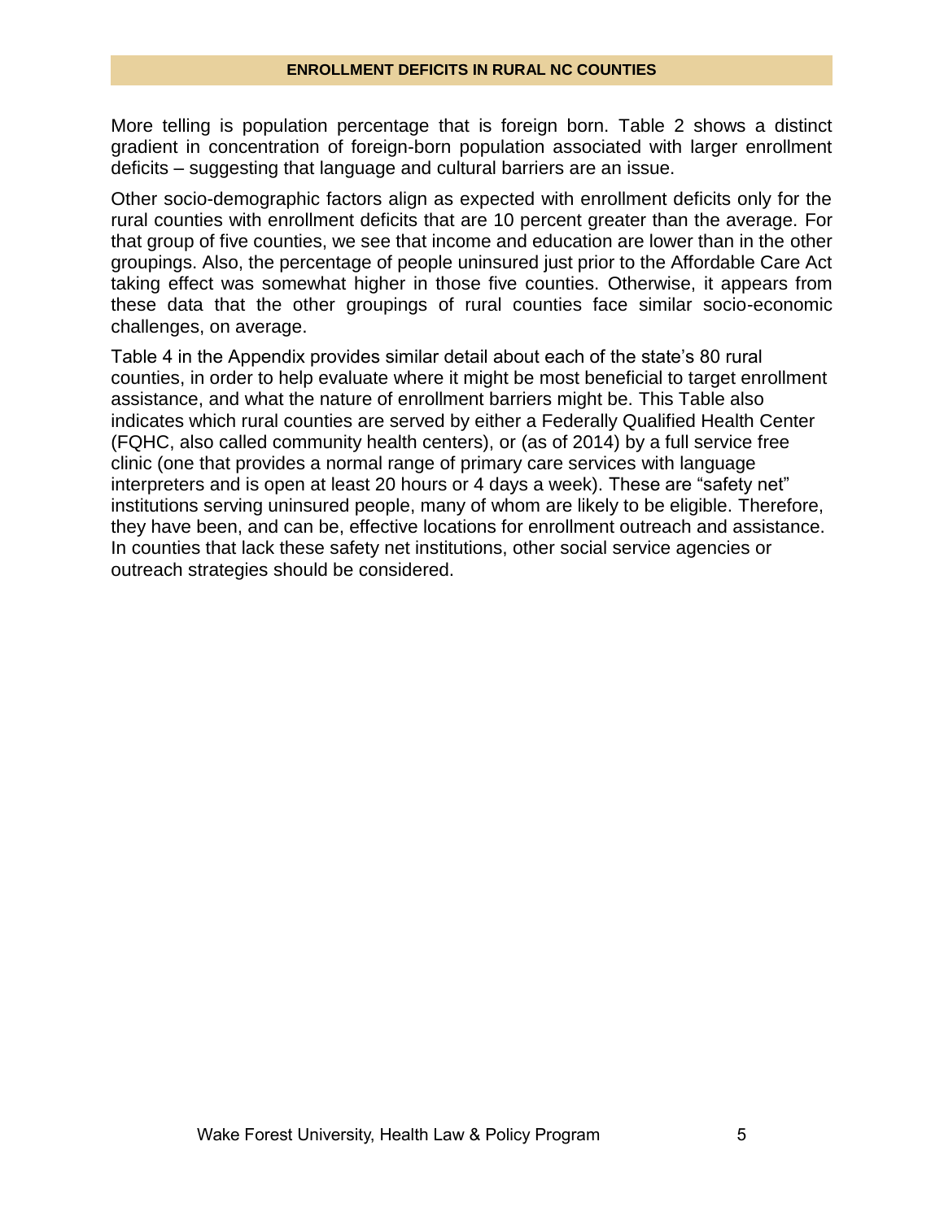More telling is population percentage that is foreign born. Table 2 shows a distinct gradient in concentration of foreign-born population associated with larger enrollment deficits – suggesting that language and cultural barriers are an issue.

Other socio-demographic factors align as expected with enrollment deficits only for the rural counties with enrollment deficits that are 10 percent greater than the average. For that group of five counties, we see that income and education are lower than in the other groupings. Also, the percentage of people uninsured just prior to the Affordable Care Act taking effect was somewhat higher in those five counties. Otherwise, it appears from these data that the other groupings of rural counties face similar socio-economic challenges, on average.

Table 4 in the Appendix provides similar detail about each of the state's 80 rural counties, in order to help evaluate where it might be most beneficial to target enrollment assistance, and what the nature of enrollment barriers might be. This Table also indicates which rural counties are served by either a Federally Qualified Health Center (FQHC, also called community health centers), or (as of 2014) by a full service free clinic (one that provides a normal range of primary care services with language interpreters and is open at least 20 hours or 4 days a week). These are "safety net" institutions serving uninsured people, many of whom are likely to be eligible. Therefore, they have been, and can be, effective locations for enrollment outreach and assistance. In counties that lack these safety net institutions, other social service agencies or outreach strategies should be considered.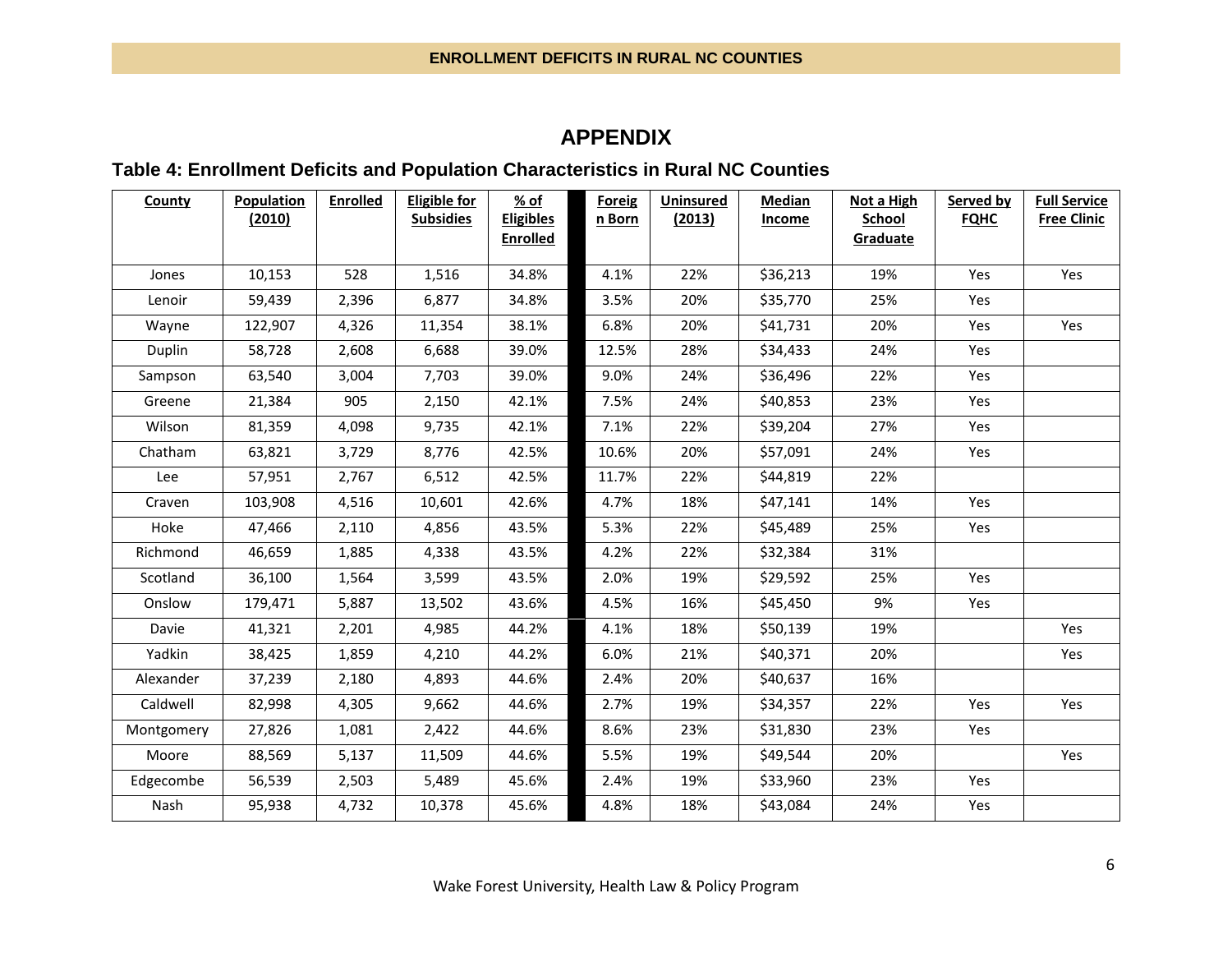# APPENDIX

### Table 4: Enrollment Deficits and Population Characteristics in Rural NC Counties

| County | Population (2010) | Enrolled | Eligible for Subsidies | % of Eligibles Enrolled | Foreign Born | Uninsured (2013) | Median Income | Not a High School Graduate | Served by FQHC | Full Service Free Clinic |
|---|---|---|---|---|---|---|---|---|---|---|
| Jones | 10,153 | 528 | 1,516 | 34.8% | 4.1% | 22% | $36,213 | 19% | Yes | Yes |
| Lenoir | 59,439 | 2,396 | 6,877 | 34.8% | 3.5% | 20% | $35,770 | 25% | Yes | |
| Wayne | 122,907 | 4,326 | 11,354 | 38.1% | 6.8% | 20% | $41,731 | 20% | Yes | Yes |
| Duplin | 58,728 | 2,608 | 6,688 | 39.0% | 12.5% | 28% | $34,433 | 24% | Yes | |
| Sampson | 63,540 | 3,004 | 7,703 | 39.0% | 9.0% | 24% | $36,496 | 22% | Yes | |
| Greene | 21,384 | 905 | 2,150 | 42.1% | 7.5% | 24% | $40,853 | 23% | Yes | |
| Wilson | 81,359 | 4,098 | 9,735 | 42.1% | 7.1% | 22% | $39,204 | 27% | Yes | |
| Chatham | 63,821 | 3,729 | 8,776 | 42.5% | 10.6% | 20% | $57,091 | 24% | Yes | |
| Lee | 57,951 | 2,767 | 6,512 | 42.5% | 11.7% | 22% | $44,819 | 22% | | |
| Craven | 103,908 | 4,516 | 10,601 | 42.6% | 4.7% | 18% | $47,141 | 14% | Yes | |
| Hoke | 47,466 | 2,110 | 4,856 | 43.5% | 5.3% | 22% | $45,489 | 25% | Yes | |
| Richmond | 46,659 | 1,885 | 4,338 | 43.5% | 4.2% | 22% | $32,384 | 31% | | |
| Scotland | 36,100 | 1,564 | 3,599 | 43.5% | 2.0% | 19% | $29,592 | 25% | Yes | |
| Onslow | 179,471 | 5,887 | 13,502 | 43.6% | 4.5% | 16% | $45,450 | 9% | Yes | |
| Davie | 41,321 | 2,201 | 4,985 | 44.2% | 4.1% | 18% | $50,139 | 19% | | Yes |
| Yadkin | 38,425 | 1,859 | 4,210 | 44.2% | 6.0% | 21% | $40,371 | 20% | | Yes |
| Alexander | 37,239 | 2,180 | 4,893 | 44.6% | 2.4% | 20% | $40,637 | 16% | | |
| Caldwell | 82,998 | 4,305 | 9,662 | 44.6% | 2.7% | 19% | $34,357 | 22% | Yes | Yes |
| Montgomery | 27,826 | 1,081 | 2,422 | 44.6% | 8.6% | 23% | $31,830 | 23% | Yes | |
| Moore | 88,569 | 5,137 | 11,509 | 44.6% | 5.5% | 19% | $49,544 | 20% | | Yes |
| Edgecombe | 56,539 | 2,503 | 5,489 | 45.6% | 2.4% | 19% | $33,960 | 23% | Yes | |
| Nash | 95,938 | 4,732 | 10,378 | 45.6% | 4.8% | 18% | $43,084 | 24% | Yes | |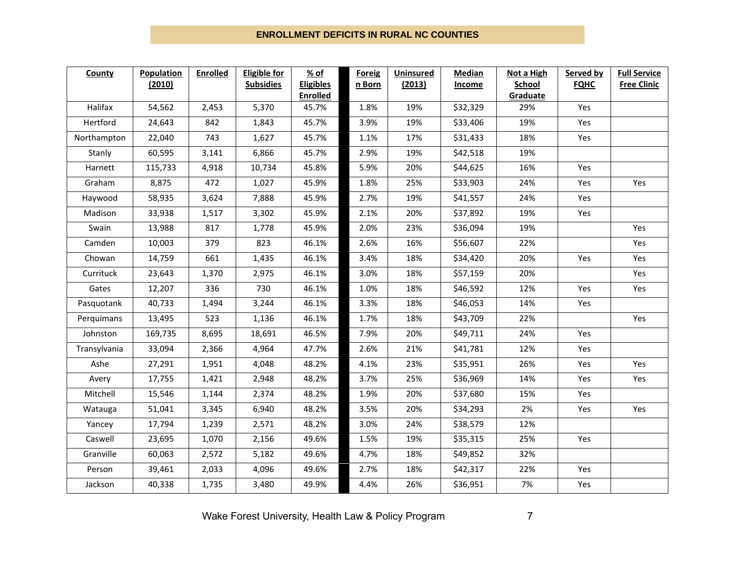## ENROLLMENT DEFICITS IN RURAL NC COUNTIES

| County | Population (2010) | Enrolled | Eligible for Subsidies | % of Eligibles Enrolled | Foreign Born | Uninsured (2013) | Median Income | Not a High School Graduate | Served by FQHC | Full Service Free Clinic |
|---|---|---|---|---|---|---|---|---|---|---|
| Halifax | 54,562 | 2,453 | 5,370 | 45.7% | 1.8% | 19% | $32,329 | 29% | Yes | |
| Hertford | 24,643 | 842 | 1,843 | 45.7% | 3.9% | 19% | $33,406 | 19% | Yes | |
| Northampton | 22,040 | 743 | 1,627 | 45.7% | 1.1% | 17% | $31,433 | 18% | Yes | |
| Stanly | 60,595 | 3,141 | 6,866 | 45.7% | 2.9% | 19% | $42,518 | 19% | | |
| Harnett | 115,733 | 4,918 | 10,734 | 45.8% | 5.9% | 20% | $44,625 | 16% | Yes | |
| Graham | 8,875 | 472 | 1,027 | 45.9% | 1.8% | 25% | $33,903 | 24% | Yes | Yes |
| Haywood | 58,935 | 3,624 | 7,888 | 45.9% | 2.7% | 19% | $41,557 | 24% | Yes | |
| Madison | 33,938 | 1,517 | 3,302 | 45.9% | 2.1% | 20% | $37,892 | 19% | Yes | |
| Swain | 13,988 | 817 | 1,778 | 45.9% | 2.0% | 23% | $36,094 | 19% | | Yes |
| Camden | 10,003 | 379 | 823 | 46.1% | 2.6% | 16% | $56,607 | 22% | | Yes |
| Chowan | 14,759 | 661 | 1,435 | 46.1% | 3.4% | 18% | $34,420 | 20% | Yes | Yes |
| Currituck | 23,643 | 1,370 | 2,975 | 46.1% | 3.0% | 18% | $57,159 | 20% | | Yes |
| Gates | 12,207 | 336 | 730 | 46.1% | 1.0% | 18% | $46,592 | 12% | Yes | Yes |
| Pasquotank | 40,733 | 1,494 | 3,244 | 46.1% | 3.3% | 18% | $46,053 | 14% | Yes | |
| Perquimans | 13,495 | 523 | 1,136 | 46.1% | 1.7% | 18% | $43,709 | 22% | | Yes |
| Johnston | 169,735 | 8,695 | 18,691 | 46.5% | 7.9% | 20% | $49,711 | 24% | Yes | |
| Transylvania | 33,094 | 2,366 | 4,964 | 47.7% | 2.6% | 21% | $41,781 | 12% | Yes | |
| Ashe | 27,291 | 1,951 | 4,048 | 48.2% | 4.1% | 23% | $35,951 | 26% | Yes | Yes |
| Avery | 17,755 | 1,421 | 2,948 | 48.2% | 3.7% | 25% | $36,969 | 14% | Yes | Yes |
| Mitchell | 15,546 | 1,144 | 2,374 | 48.2% | 1.9% | 20% | $37,680 | 15% | Yes | |
| Watauga | 51,041 | 3,345 | 6,940 | 48.2% | 3.5% | 20% | $34,293 | 2% | Yes | Yes |
| Yancey | 17,794 | 1,239 | 2,571 | 48.2% | 3.0% | 24% | $38,579 | 12% | | |
| Caswell | 23,695 | 1,070 | 2,156 | 49.6% | 1.5% | 19% | $35,315 | 25% | Yes | |
| Granville | 60,063 | 2,572 | 5,182 | 49.6% | 4.7% | 18% | $49,852 | 32% | | |
| Person | 39,461 | 2,033 | 4,096 | 49.6% | 2.7% | 18% | $42,317 | 22% | Yes | |
| Jackson | 40,338 | 1,735 | 3,480 | 49.9% | 4.4% | 26% | $36,951 | 7% | Yes | |

Wake Forest University, Health Law & Policy Program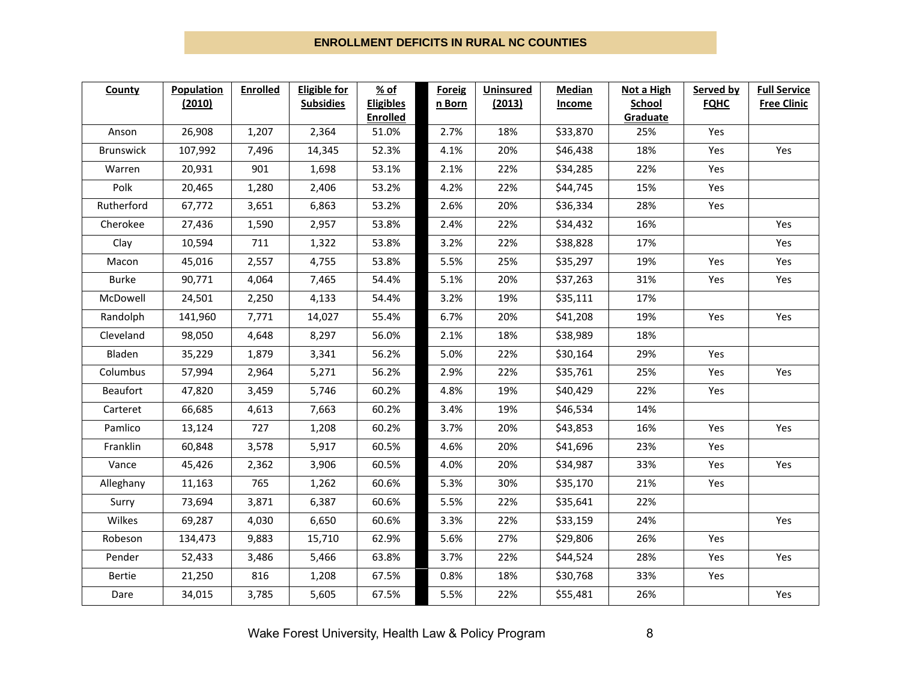## ENROLLMENT DEFICITS IN RURAL NC COUNTIES

| County | Population (2010) | Enrolled | Eligible for Subsidies | % of Eligibles Enrolled | | Foreign Born | Uninsured (2013) | Median Income | Not a High School Graduate | Served by FQHC | Full Service Free Clinic |
|---|---|---|---|---|---|---|---|---|---|---|---|
| Anson | 26,908 | 1,207 | 2,364 | 51.0% | | 2.7% | 18% | $33,870 | 25% | Yes | |
| Brunswick | 107,992 | 7,496 | 14,345 | 52.3% | | 4.1% | 20% | $46,438 | 18% | Yes | Yes |
| Warren | 20,931 | 901 | 1,698 | 53.1% | | 2.1% | 22% | $34,285 | 22% | Yes | |
| Polk | 20,465 | 1,280 | 2,406 | 53.2% | | 4.2% | 22% | $44,745 | 15% | Yes | |
| Rutherford | 67,772 | 3,651 | 6,863 | 53.2% | | 2.6% | 20% | $36,334 | 28% | Yes | |
| Cherokee | 27,436 | 1,590 | 2,957 | 53.8% | | 2.4% | 22% | $34,432 | 16% | | Yes |
| Clay | 10,594 | 711 | 1,322 | 53.8% | | 3.2% | 22% | $38,828 | 17% | | Yes |
| Macon | 45,016 | 2,557 | 4,755 | 53.8% | | 5.5% | 25% | $35,297 | 19% | Yes | Yes |
| Burke | 90,771 | 4,064 | 7,465 | 54.4% | | 5.1% | 20% | $37,263 | 31% | Yes | Yes |
| McDowell | 24,501 | 2,250 | 4,133 | 54.4% | | 3.2% | 19% | $35,111 | 17% | | |
| Randolph | 141,960 | 7,771 | 14,027 | 55.4% | | 6.7% | 20% | $41,208 | 19% | Yes | Yes |
| Cleveland | 98,050 | 4,648 | 8,297 | 56.0% | | 2.1% | 18% | $38,989 | 18% | | |
| Bladen | 35,229 | 1,879 | 3,341 | 56.2% | | 5.0% | 22% | $30,164 | 29% | Yes | |
| Columbus | 57,994 | 2,964 | 5,271 | 56.2% | | 2.9% | 22% | $35,761 | 25% | Yes | Yes |
| Beaufort | 47,820 | 3,459 | 5,746 | 60.2% | | 4.8% | 19% | $40,429 | 22% | Yes | |
| Carteret | 66,685 | 4,613 | 7,663 | 60.2% | | 3.4% | 19% | $46,534 | 14% | | |
| Pamlico | 13,124 | 727 | 1,208 | 60.2% | | 3.7% | 20% | $43,853 | 16% | Yes | Yes |
| Franklin | 60,848 | 3,578 | 5,917 | 60.5% | | 4.6% | 20% | $41,696 | 23% | Yes | |
| Vance | 45,426 | 2,362 | 3,906 | 60.5% | | 4.0% | 20% | $34,987 | 33% | Yes | Yes |
| Alleghany | 11,163 | 765 | 1,262 | 60.6% | | 5.3% | 30% | $35,170 | 21% | Yes | |
| Surry | 73,694 | 3,871 | 6,387 | 60.6% | | 5.5% | 22% | $35,641 | 22% | | |
| Wilkes | 69,287 | 4,030 | 6,650 | 60.6% | | 3.3% | 22% | $33,159 | 24% | | Yes |
| Robeson | 134,473 | 9,883 | 15,710 | 62.9% | | 5.6% | 27% | $29,806 | 26% | Yes | |
| Pender | 52,433 | 3,486 | 5,466 | 63.8% | | 3.7% | 22% | $44,524 | 28% | Yes | Yes |
| Bertie | 21,250 | 816 | 1,208 | 67.5% | | 0.8% | 18% | $30,768 | 33% | Yes | |
| Dare | 34,015 | 3,785 | 5,605 | 67.5% | | 5.5% | 22% | $55,481 | 26% | | Yes |

Wake Forest University, Health Law & Policy Program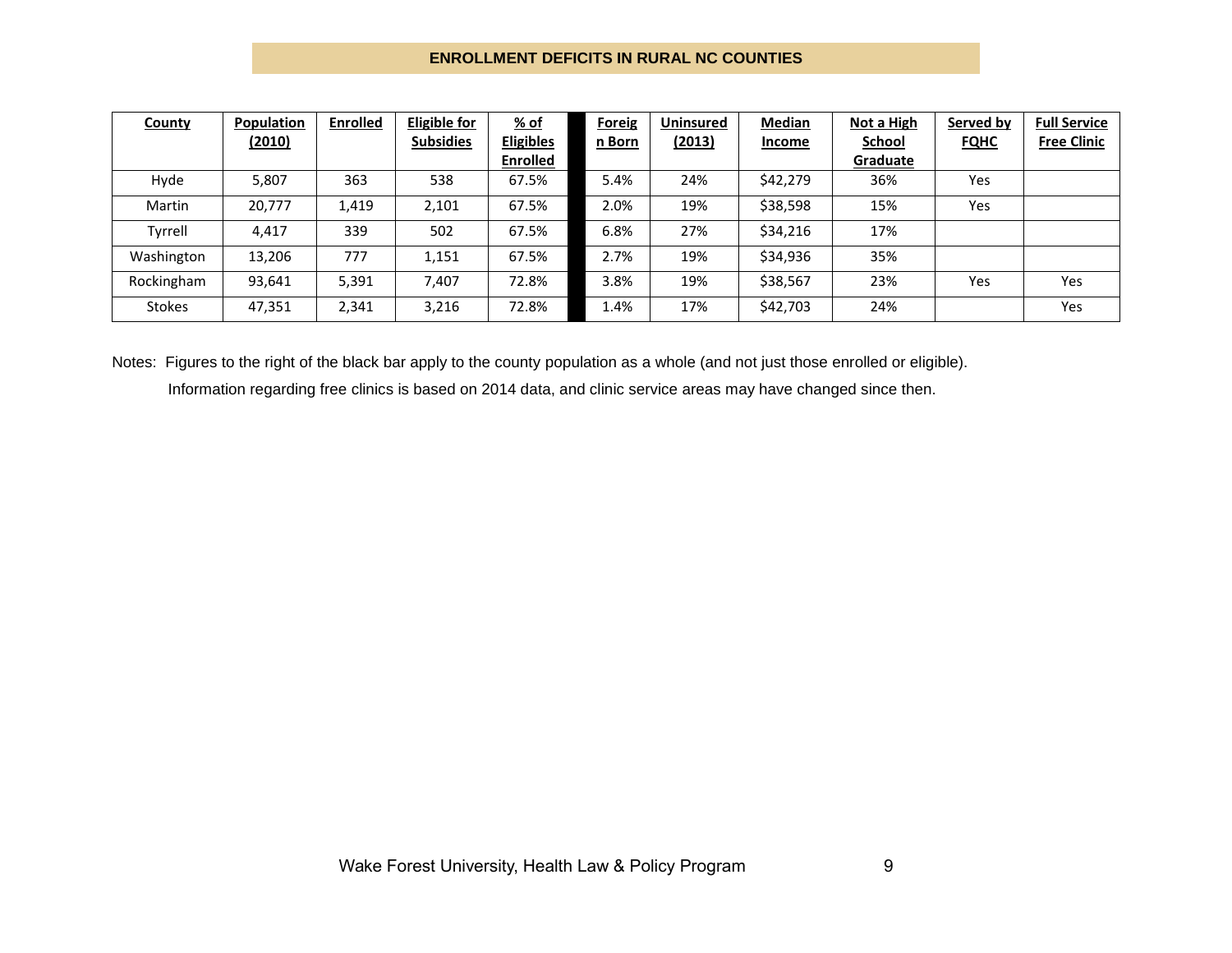## ENROLLMENT DEFICITS IN RURAL NC COUNTIES

| County | Population (2010) | Enrolled | Eligible for Subsidies | % of Eligibles Enrolled | | Foreign Born | Uninsured (2013) | Median Income | Not a High School Graduate | Served by FQHC | Full Service Free Clinic |
|---|---|---|---|---|---|---|---|---|---|---|---|
| Hyde | 5,807 | 363 | 538 | 67.5% | | 5.4% | 24% | $42,279 | 36% | Yes | |
| Martin | 20,777 | 1,419 | 2,101 | 67.5% | | 2.0% | 19% | $38,598 | 15% | Yes | |
| Tyrrell | 4,417 | 339 | 502 | 67.5% | | 6.8% | 27% | $34,216 | 17% | | |
| Washington | 13,206 | 777 | 1,151 | 67.5% | | 2.7% | 19% | $34,936 | 35% | | |
| Rockingham | 93,641 | 5,391 | 7,407 | 72.8% | | 3.8% | 19% | $38,567 | 23% | Yes | Yes |
| Stokes | 47,351 | 2,341 | 3,216 | 72.8% | | 1.4% | 17% | $42,703 | 24% | | Yes |

Notes: Figures to the right of the black bar apply to the county population as a whole (and not just those enrolled or eligible).

Information regarding free clinics is based on 2014 data, and clinic service areas may have changed since then.